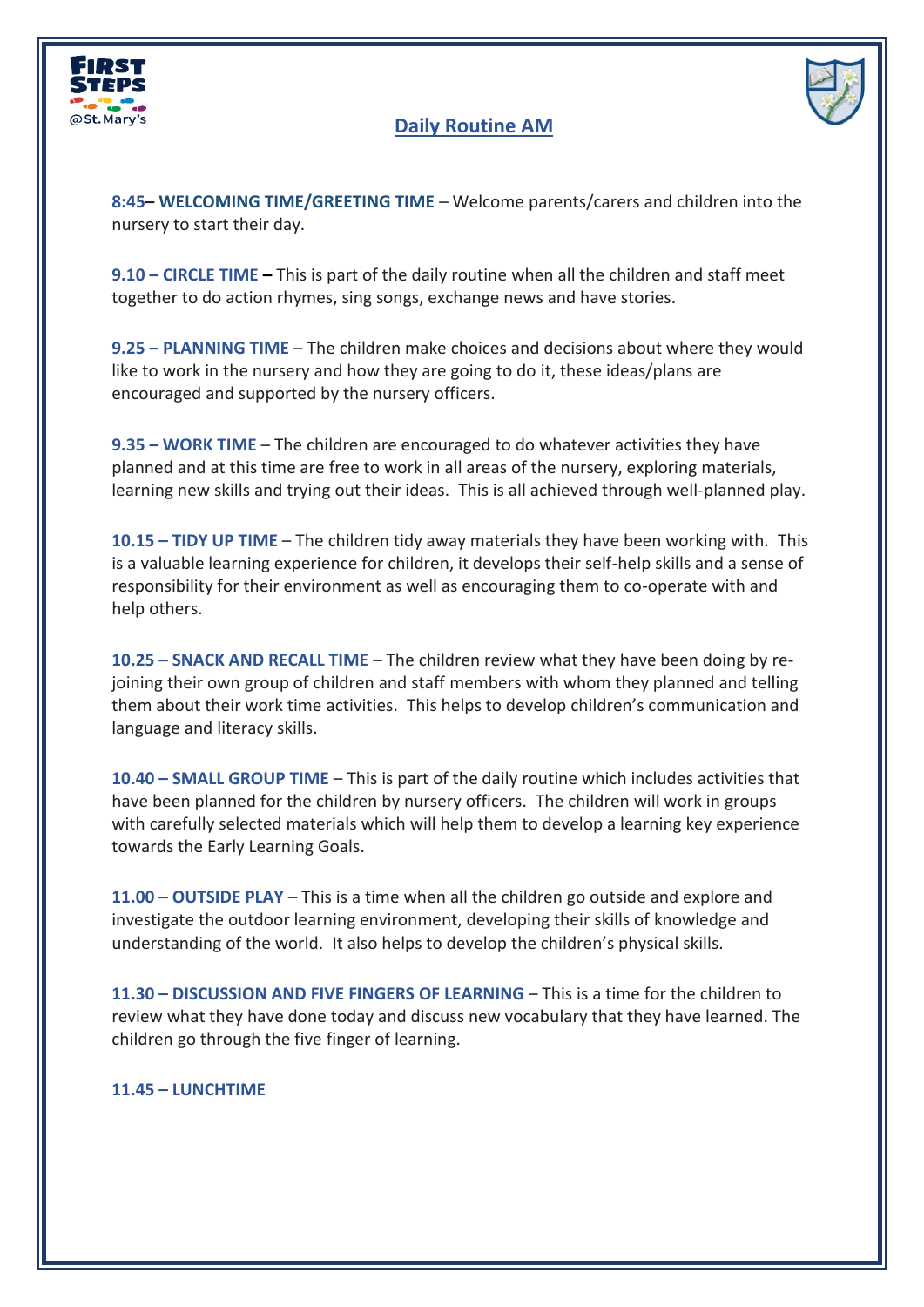# Daily Routine AM

**8:45– WELCOMING TIME/GREETING TIME** – Welcome parents/carers and children into the nursery to start their day.

**9.10 – CIRCLE TIME –** This is part of the daily routine when all the children and staff meet together to do action rhymes, sing songs, exchange news and have stories.

**9.25 – PLANNING TIME** – The children make choices and decisions about where they would like to work in the nursery and how they are going to do it, these ideas/plans are encouraged and supported by the nursery officers.

**9.35 – WORK TIME** – The children are encouraged to do whatever activities they have planned and at this time are free to work in all areas of the nursery, exploring materials, learning new skills and trying out their ideas. This is all achieved through well-planned play.

**10.15 – TIDY UP TIME** – The children tidy away materials they have been working with. This is a valuable learning experience for children, it develops their self-help skills and a sense of responsibility for their environment as well as encouraging them to co-operate with and help others.

**10.25 – SNACK AND RECALL TIME** – The children review what they have been doing by re-joining their own group of children and staff members with whom they planned and telling them about their work time activities. This helps to develop children's communication and language and literacy skills.

**10.40 – SMALL GROUP TIME** – This is part of the daily routine which includes activities that have been planned for the children by nursery officers. The children will work in groups with carefully selected materials which will help them to develop a learning key experience towards the Early Learning Goals.

**11.00 – OUTSIDE PLAY** – This is a time when all the children go outside and explore and investigate the outdoor learning environment, developing their skills of knowledge and understanding of the world. It also helps to develop the children's physical skills.

**11.30 – DISCUSSION AND FIVE FINGERS OF LEARNING** – This is a time for the children to review what they have done today and discuss new vocabulary that they have learned. The children go through the five finger of learning.

**11.45 – LUNCHTIME**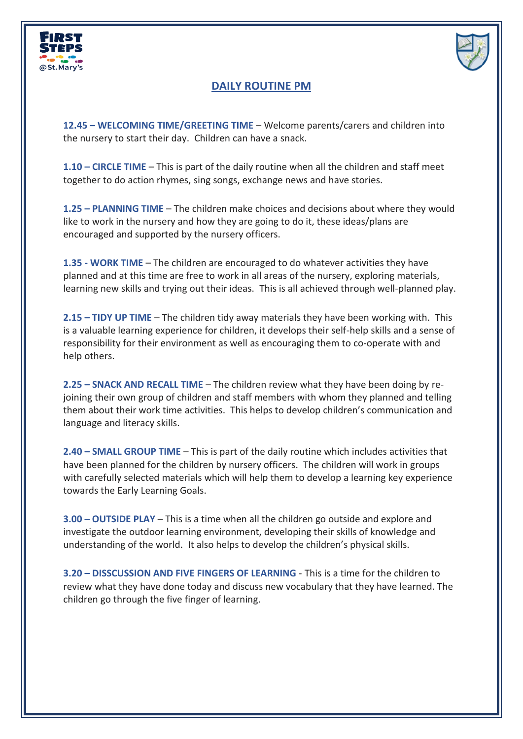## DAILY ROUTINE PM

**12.45 – WELCOMING TIME/GREETING TIME** – Welcome parents/carers and children into the nursery to start their day. Children can have a snack.

**1.10 – CIRCLE TIME** – This is part of the daily routine when all the children and staff meet together to do action rhymes, sing songs, exchange news and have stories.

**1.25 – PLANNING TIME** – The children make choices and decisions about where they would like to work in the nursery and how they are going to do it, these ideas/plans are encouraged and supported by the nursery officers.

**1.35 - WORK TIME** – The children are encouraged to do whatever activities they have planned and at this time are free to work in all areas of the nursery, exploring materials, learning new skills and trying out their ideas. This is all achieved through well-planned play.

**2.15 – TIDY UP TIME** – The children tidy away materials they have been working with. This is a valuable learning experience for children, it develops their self-help skills and a sense of responsibility for their environment as well as encouraging them to co-operate with and help others.

**2.25 – SNACK AND RECALL TIME** – The children review what they have been doing by re-joining their own group of children and staff members with whom they planned and telling them about their work time activities. This helps to develop children's communication and language and literacy skills.

**2.40 – SMALL GROUP TIME** – This is part of the daily routine which includes activities that have been planned for the children by nursery officers. The children will work in groups with carefully selected materials which will help them to develop a learning key experience towards the Early Learning Goals.

**3.00 – OUTSIDE PLAY** – This is a time when all the children go outside and explore and investigate the outdoor learning environment, developing their skills of knowledge and understanding of the world. It also helps to develop the children's physical skills.

**3.20 – DISSCUSSION AND FIVE FINGERS OF LEARNING** - This is a time for the children to review what they have done today and discuss new vocabulary that they have learned. The children go through the five finger of learning.